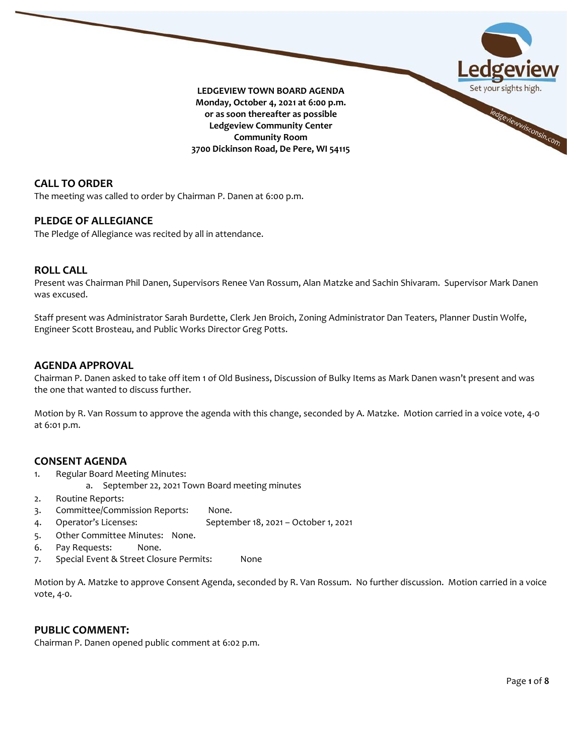**LEDGEVIEW TOWN BOARD AGENDA**
**Monday, October 4, 2021 at 6:00 p.m.**
**or as soon thereafter as possible**
**Ledgeview Community Center**
**Community Room**
**3700 Dickinson Road, De Pere, WI 54115**

## CALL TO ORDER

The meeting was called to order by Chairman P. Danen at 6:00 p.m.

## PLEDGE OF ALLEGIANCE

The Pledge of Allegiance was recited by all in attendance.

## ROLL CALL

Present was Chairman Phil Danen, Supervisors Renee Van Rossum, Alan Matzke and Sachin Shivaram. Supervisor Mark Danen was excused.

Staff present was Administrator Sarah Burdette, Clerk Jen Broich, Zoning Administrator Dan Teaters, Planner Dustin Wolfe, Engineer Scott Brosteau, and Public Works Director Greg Potts.

## AGENDA APPROVAL

Chairman P. Danen asked to take off item 1 of Old Business, Discussion of Bulky Items as Mark Danen wasn't present and was the one that wanted to discuss further.

Motion by R. Van Rossum to approve the agenda with this change, seconded by A. Matzke. Motion carried in a voice vote, 4-0 at 6:01 p.m.

## CONSENT AGENDA

1. Regular Board Meeting Minutes:
   a. September 22, 2021 Town Board meeting minutes
2. Routine Reports:
3. Committee/Commission Reports: None.
4. Operator's Licenses: September 18, 2021 – October 1, 2021
5. Other Committee Minutes: None.
6. Pay Requests: None.
7. Special Event & Street Closure Permits: None

Motion by A. Matzke to approve Consent Agenda, seconded by R. Van Rossum. No further discussion. Motion carried in a voice vote, 4-0.

## PUBLIC COMMENT:

Chairman P. Danen opened public comment at 6:02 p.m.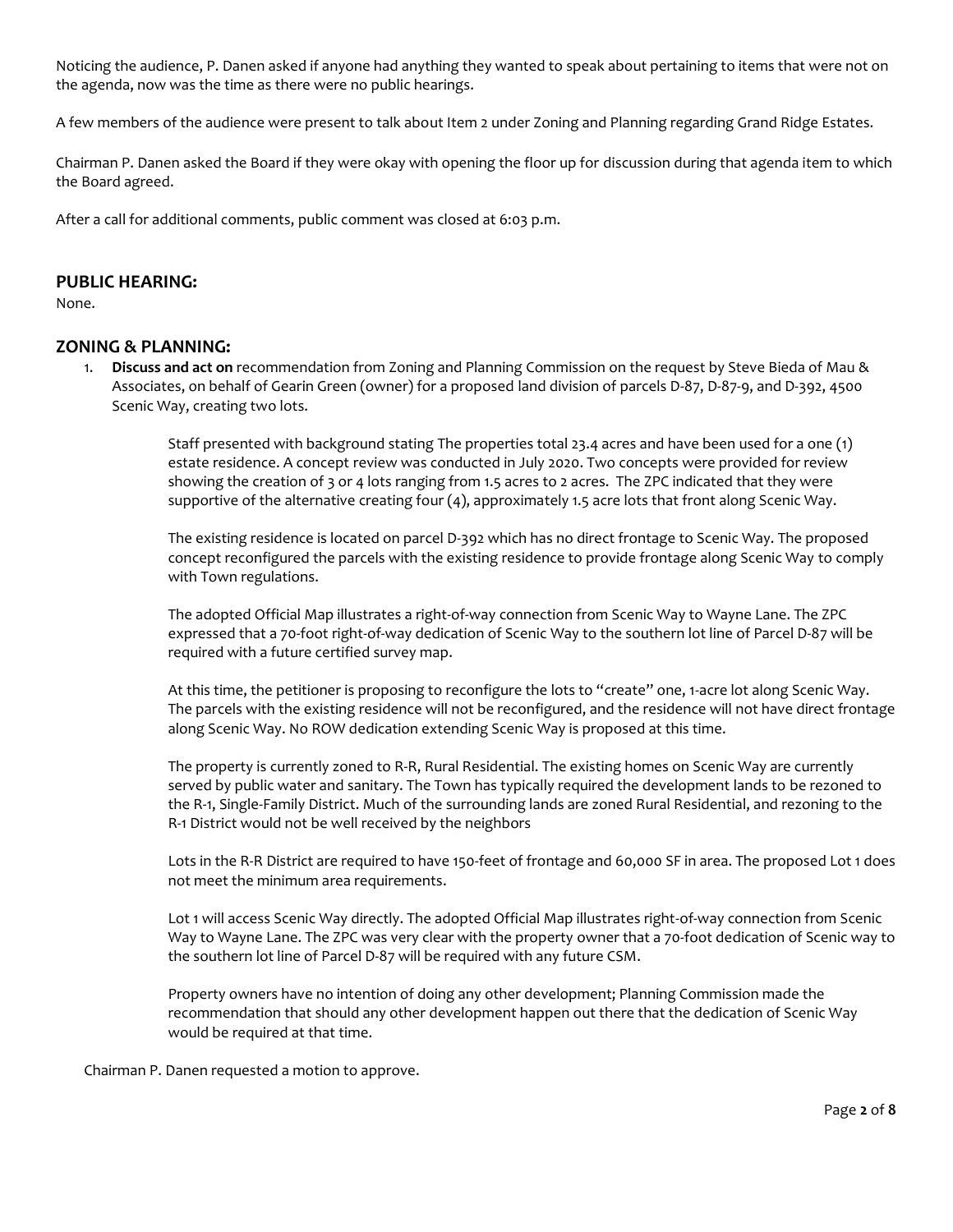Noticing the audience, P. Danen asked if anyone had anything they wanted to speak about pertaining to items that were not on the agenda, now was the time as there were no public hearings.

A few members of the audience were present to talk about Item 2 under Zoning and Planning regarding Grand Ridge Estates.

Chairman P. Danen asked the Board if they were okay with opening the floor up for discussion during that agenda item to which the Board agreed.

After a call for additional comments, public comment was closed at 6:03 p.m.

## PUBLIC HEARING:

None.

## ZONING & PLANNING:

1. **Discuss and act on** recommendation from Zoning and Planning Commission on the request by Steve Bieda of Mau & Associates, on behalf of Gearin Green (owner) for a proposed land division of parcels D-87, D-87-9, and D-392, 4500 Scenic Way, creating two lots.

   Staff presented with background stating The properties total 23.4 acres and have been used for a one (1) estate residence. A concept review was conducted in July 2020. Two concepts were provided for review showing the creation of 3 or 4 lots ranging from 1.5 acres to 2 acres. The ZPC indicated that they were supportive of the alternative creating four (4), approximately 1.5 acre lots that front along Scenic Way.

   The existing residence is located on parcel D-392 which has no direct frontage to Scenic Way. The proposed concept reconfigured the parcels with the existing residence to provide frontage along Scenic Way to comply with Town regulations.

   The adopted Official Map illustrates a right-of-way connection from Scenic Way to Wayne Lane. The ZPC expressed that a 70-foot right-of-way dedication of Scenic Way to the southern lot line of Parcel D-87 will be required with a future certified survey map.

   At this time, the petitioner is proposing to reconfigure the lots to "create" one, 1-acre lot along Scenic Way. The parcels with the existing residence will not be reconfigured, and the residence will not have direct frontage along Scenic Way. No ROW dedication extending Scenic Way is proposed at this time.

   The property is currently zoned to R-R, Rural Residential. The existing homes on Scenic Way are currently served by public water and sanitary. The Town has typically required the development lands to be rezoned to the R-1, Single-Family District. Much of the surrounding lands are zoned Rural Residential, and rezoning to the R-1 District would not be well received by the neighbors

   Lots in the R-R District are required to have 150-feet of frontage and 60,000 SF in area. The proposed Lot 1 does not meet the minimum area requirements.

   Lot 1 will access Scenic Way directly. The adopted Official Map illustrates right-of-way connection from Scenic Way to Wayne Lane. The ZPC was very clear with the property owner that a 70-foot dedication of Scenic way to the southern lot line of Parcel D-87 will be required with any future CSM.

   Property owners have no intention of doing any other development; Planning Commission made the recommendation that should any other development happen out there that the dedication of Scenic Way would be required at that time.

Chairman P. Danen requested a motion to approve.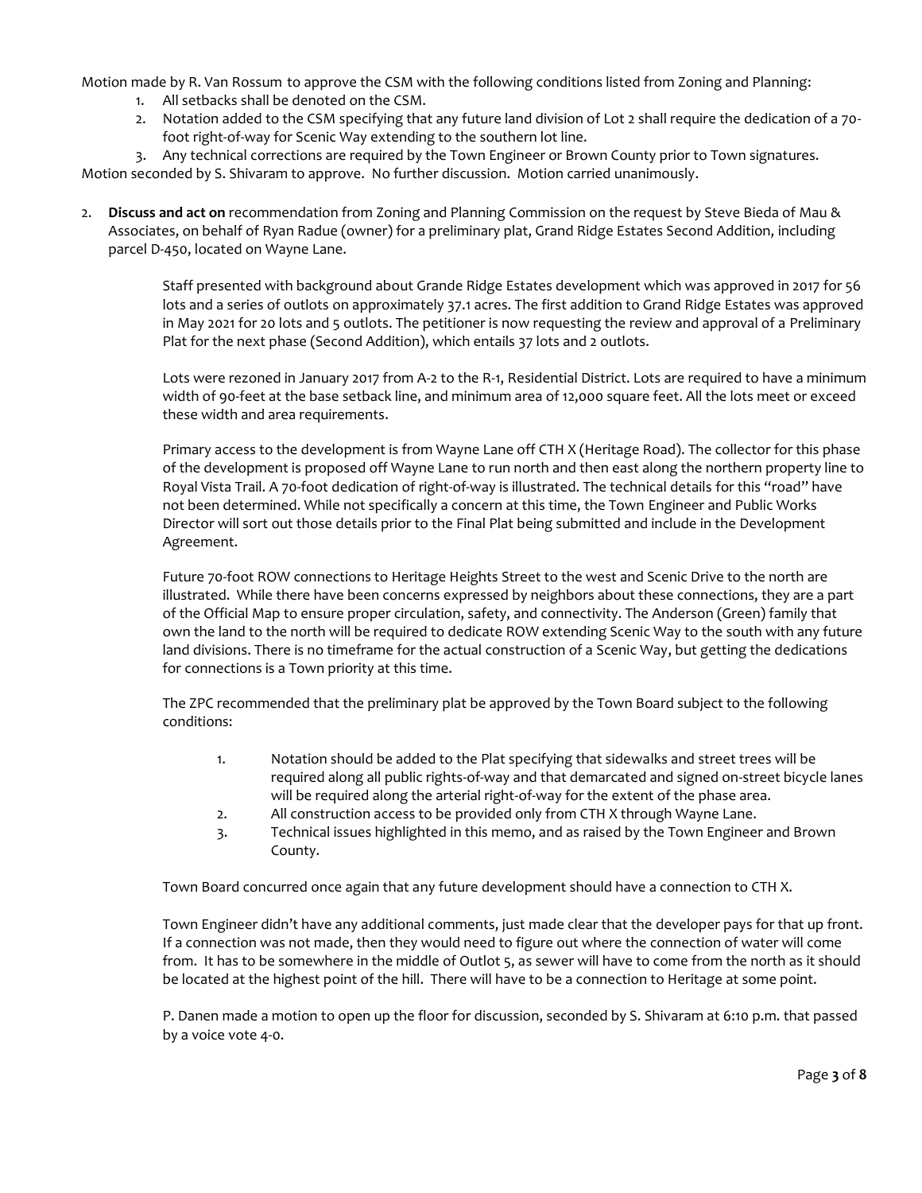Motion made by R. Van Rossum to approve the CSM with the following conditions listed from Zoning and Planning:

1. All setbacks shall be denoted on the CSM.
2. Notation added to the CSM specifying that any future land division of Lot 2 shall require the dedication of a 70-foot right-of-way for Scenic Way extending to the southern lot line.
3. Any technical corrections are required by the Town Engineer or Brown County prior to Town signatures.

Motion seconded by S. Shivaram to approve. No further discussion. Motion carried unanimously.

2. **Discuss and act on** recommendation from Zoning and Planning Commission on the request by Steve Bieda of Mau & Associates, on behalf of Ryan Radue (owner) for a preliminary plat, Grand Ridge Estates Second Addition, including parcel D-450, located on Wayne Lane.

   Staff presented with background about Grande Ridge Estates development which was approved in 2017 for 56 lots and a series of outlots on approximately 37.1 acres. The first addition to Grand Ridge Estates was approved in May 2021 for 20 lots and 5 outlots. The petitioner is now requesting the review and approval of a Preliminary Plat for the next phase (Second Addition), which entails 37 lots and 2 outlots.

   Lots were rezoned in January 2017 from A-2 to the R-1, Residential District. Lots are required to have a minimum width of 90-feet at the base setback line, and minimum area of 12,000 square feet. All the lots meet or exceed these width and area requirements.

   Primary access to the development is from Wayne Lane off CTH X (Heritage Road). The collector for this phase of the development is proposed off Wayne Lane to run north and then east along the northern property line to Royal Vista Trail. A 70-foot dedication of right-of-way is illustrated. The technical details for this "road" have not been determined. While not specifically a concern at this time, the Town Engineer and Public Works Director will sort out those details prior to the Final Plat being submitted and include in the Development Agreement.

   Future 70-foot ROW connections to Heritage Heights Street to the west and Scenic Drive to the north are illustrated. While there have been concerns expressed by neighbors about these connections, they are a part of the Official Map to ensure proper circulation, safety, and connectivity. The Anderson (Green) family that own the land to the north will be required to dedicate ROW extending Scenic Way to the south with any future land divisions. There is no timeframe for the actual construction of a Scenic Way, but getting the dedications for connections is a Town priority at this time.

   The ZPC recommended that the preliminary plat be approved by the Town Board subject to the following conditions:

   1. Notation should be added to the Plat specifying that sidewalks and street trees will be required along all public rights-of-way and that demarcated and signed on-street bicycle lanes will be required along the arterial right-of-way for the extent of the phase area.
   2. All construction access to be provided only from CTH X through Wayne Lane.
   3. Technical issues highlighted in this memo, and as raised by the Town Engineer and Brown County.

   Town Board concurred once again that any future development should have a connection to CTH X.

   Town Engineer didn't have any additional comments, just made clear that the developer pays for that up front. If a connection was not made, then they would need to figure out where the connection of water will come from. It has to be somewhere in the middle of Outlot 5, as sewer will have to come from the north as it should be located at the highest point of the hill. There will have to be a connection to Heritage at some point.

   P. Danen made a motion to open up the floor for discussion, seconded by S. Shivaram at 6:10 p.m. that passed by a voice vote 4-0.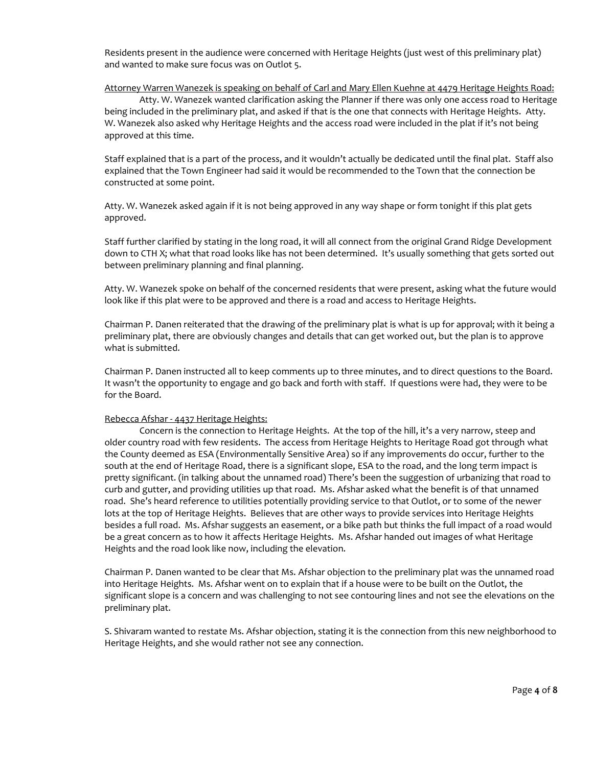Residents present in the audience were concerned with Heritage Heights (just west of this preliminary plat) and wanted to make sure focus was on Outlot 5.

Attorney Warren Wanezek is speaking on behalf of Carl and Mary Ellen Kuehne at 4479 Heritage Heights Road:

Atty. W. Wanezek wanted clarification asking the Planner if there was only one access road to Heritage being included in the preliminary plat, and asked if that is the one that connects with Heritage Heights. Atty. W. Wanezek also asked why Heritage Heights and the access road were included in the plat if it's not being approved at this time.

Staff explained that is a part of the process, and it wouldn't actually be dedicated until the final plat. Staff also explained that the Town Engineer had said it would be recommended to the Town that the connection be constructed at some point.

Atty. W. Wanezek asked again if it is not being approved in any way shape or form tonight if this plat gets approved.

Staff further clarified by stating in the long road, it will all connect from the original Grand Ridge Development down to CTH X; what that road looks like has not been determined. It's usually something that gets sorted out between preliminary planning and final planning.

Atty. W. Wanezek spoke on behalf of the concerned residents that were present, asking what the future would look like if this plat were to be approved and there is a road and access to Heritage Heights.

Chairman P. Danen reiterated that the drawing of the preliminary plat is what is up for approval; with it being a preliminary plat, there are obviously changes and details that can get worked out, but the plan is to approve what is submitted.

Chairman P. Danen instructed all to keep comments up to three minutes, and to direct questions to the Board. It wasn't the opportunity to engage and go back and forth with staff. If questions were had, they were to be for the Board.

Rebecca Afshar - 4437 Heritage Heights:

Concern is the connection to Heritage Heights. At the top of the hill, it's a very narrow, steep and older country road with few residents. The access from Heritage Heights to Heritage Road got through what the County deemed as ESA (Environmentally Sensitive Area) so if any improvements do occur, further to the south at the end of Heritage Road, there is a significant slope, ESA to the road, and the long term impact is pretty significant. (in talking about the unnamed road) There's been the suggestion of urbanizing that road to curb and gutter, and providing utilities up that road. Ms. Afshar asked what the benefit is of that unnamed road. She's heard reference to utilities potentially providing service to that Outlot, or to some of the newer lots at the top of Heritage Heights. Believes that are other ways to provide services into Heritage Heights besides a full road. Ms. Afshar suggests an easement, or a bike path but thinks the full impact of a road would be a great concern as to how it affects Heritage Heights. Ms. Afshar handed out images of what Heritage Heights and the road look like now, including the elevation.

Chairman P. Danen wanted to be clear that Ms. Afshar objection to the preliminary plat was the unnamed road into Heritage Heights. Ms. Afshar went on to explain that if a house were to be built on the Outlot, the significant slope is a concern and was challenging to not see contouring lines and not see the elevations on the preliminary plat.

S. Shivaram wanted to restate Ms. Afshar objection, stating it is the connection from this new neighborhood to Heritage Heights, and she would rather not see any connection.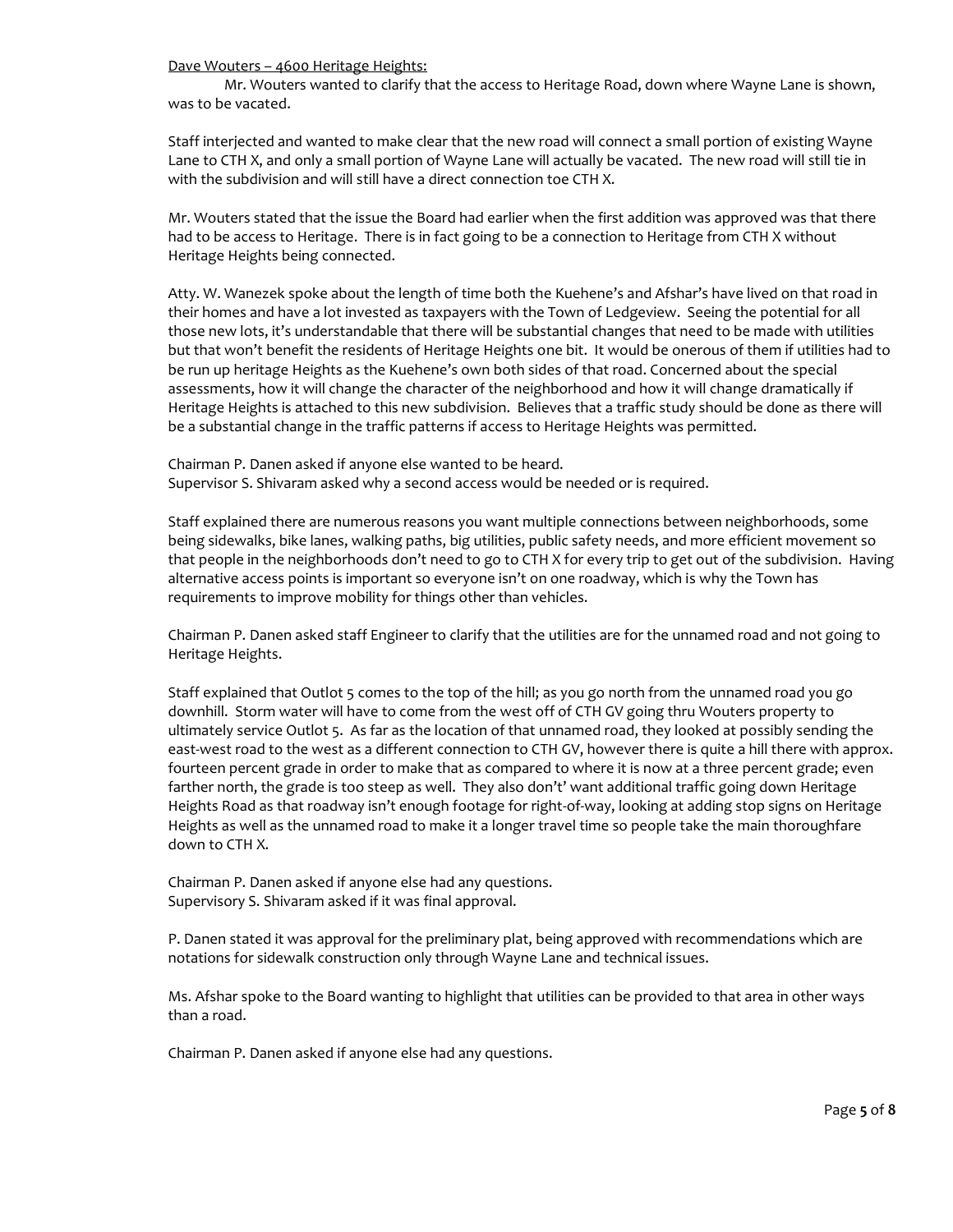Dave Wouters – 4600 Heritage Heights:

Mr. Wouters wanted to clarify that the access to Heritage Road, down where Wayne Lane is shown, was to be vacated.

Staff interjected and wanted to make clear that the new road will connect a small portion of existing Wayne Lane to CTH X, and only a small portion of Wayne Lane will actually be vacated. The new road will still tie in with the subdivision and will still have a direct connection toe CTH X.

Mr. Wouters stated that the issue the Board had earlier when the first addition was approved was that there had to be access to Heritage. There is in fact going to be a connection to Heritage from CTH X without Heritage Heights being connected.

Atty. W. Wanezek spoke about the length of time both the Kuehene's and Afshar's have lived on that road in their homes and have a lot invested as taxpayers with the Town of Ledgeview. Seeing the potential for all those new lots, it's understandable that there will be substantial changes that need to be made with utilities but that won't benefit the residents of Heritage Heights one bit. It would be onerous of them if utilities had to be run up heritage Heights as the Kuehene's own both sides of that road. Concerned about the special assessments, how it will change the character of the neighborhood and how it will change dramatically if Heritage Heights is attached to this new subdivision. Believes that a traffic study should be done as there will be a substantial change in the traffic patterns if access to Heritage Heights was permitted.

Chairman P. Danen asked if anyone else wanted to be heard.
Supervisor S. Shivaram asked why a second access would be needed or is required.

Staff explained there are numerous reasons you want multiple connections between neighborhoods, some being sidewalks, bike lanes, walking paths, big utilities, public safety needs, and more efficient movement so that people in the neighborhoods don't need to go to CTH X for every trip to get out of the subdivision. Having alternative access points is important so everyone isn't on one roadway, which is why the Town has requirements to improve mobility for things other than vehicles.

Chairman P. Danen asked staff Engineer to clarify that the utilities are for the unnamed road and not going to Heritage Heights.

Staff explained that Outlot 5 comes to the top of the hill; as you go north from the unnamed road you go downhill. Storm water will have to come from the west off of CTH GV going thru Wouters property to ultimately service Outlot 5. As far as the location of that unnamed road, they looked at possibly sending the east-west road to the west as a different connection to CTH GV, however there is quite a hill there with approx. fourteen percent grade in order to make that as compared to where it is now at a three percent grade; even farther north, the grade is too steep as well. They also don't' want additional traffic going down Heritage Heights Road as that roadway isn't enough footage for right-of-way, looking at adding stop signs on Heritage Heights as well as the unnamed road to make it a longer travel time so people take the main thoroughfare down to CTH X.

Chairman P. Danen asked if anyone else had any questions.
Supervisory S. Shivaram asked if it was final approval.

P. Danen stated it was approval for the preliminary plat, being approved with recommendations which are notations for sidewalk construction only through Wayne Lane and technical issues.

Ms. Afshar spoke to the Board wanting to highlight that utilities can be provided to that area in other ways than a road.

Chairman P. Danen asked if anyone else had any questions.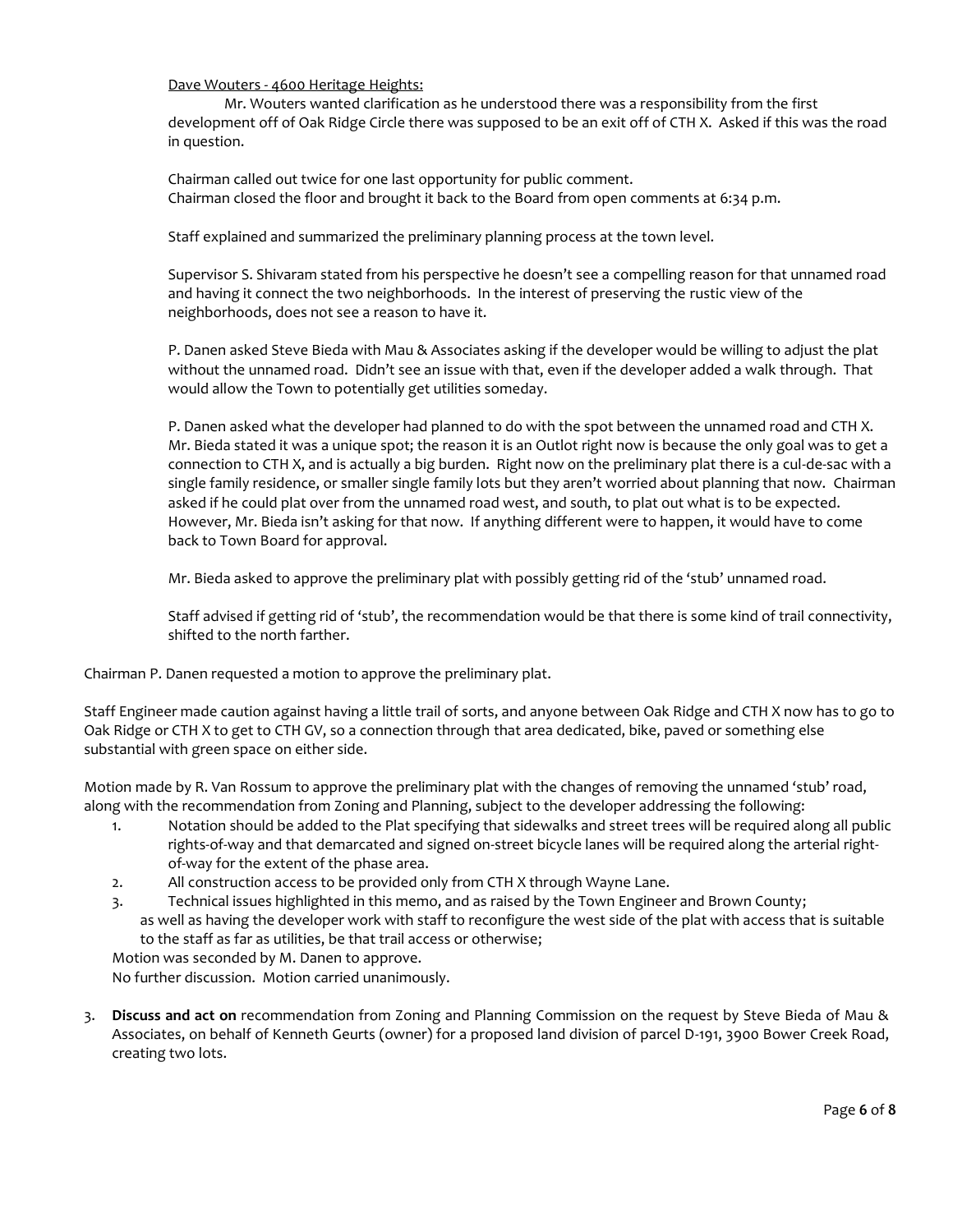Dave Wouters - 4600 Heritage Heights:

Mr. Wouters wanted clarification as he understood there was a responsibility from the first development off of Oak Ridge Circle there was supposed to be an exit off of CTH X. Asked if this was the road in question.

Chairman called out twice for one last opportunity for public comment.
Chairman closed the floor and brought it back to the Board from open comments at 6:34 p.m.

Staff explained and summarized the preliminary planning process at the town level.

Supervisor S. Shivaram stated from his perspective he doesn't see a compelling reason for that unnamed road and having it connect the two neighborhoods. In the interest of preserving the rustic view of the neighborhoods, does not see a reason to have it.

P. Danen asked Steve Bieda with Mau & Associates asking if the developer would be willing to adjust the plat without the unnamed road. Didn't see an issue with that, even if the developer added a walk through. That would allow the Town to potentially get utilities someday.

P. Danen asked what the developer had planned to do with the spot between the unnamed road and CTH X. Mr. Bieda stated it was a unique spot; the reason it is an Outlot right now is because the only goal was to get a connection to CTH X, and is actually a big burden. Right now on the preliminary plat there is a cul-de-sac with a single family residence, or smaller single family lots but they aren't worried about planning that now. Chairman asked if he could plat over from the unnamed road west, and south, to plat out what is to be expected. However, Mr. Bieda isn't asking for that now. If anything different were to happen, it would have to come back to Town Board for approval.

Mr. Bieda asked to approve the preliminary plat with possibly getting rid of the 'stub' unnamed road.

Staff advised if getting rid of 'stub', the recommendation would be that there is some kind of trail connectivity, shifted to the north farther.

Chairman P. Danen requested a motion to approve the preliminary plat.

Staff Engineer made caution against having a little trail of sorts, and anyone between Oak Ridge and CTH X now has to go to Oak Ridge or CTH X to get to CTH GV, so a connection through that area dedicated, bike, paved or something else substantial with green space on either side.

Motion made by R. Van Rossum to approve the preliminary plat with the changes of removing the unnamed 'stub' road, along with the recommendation from Zoning and Planning, subject to the developer addressing the following:

1. Notation should be added to the Plat specifying that sidewalks and street trees will be required along all public rights-of-way and that demarcated and signed on-street bicycle lanes will be required along the arterial right-of-way for the extent of the phase area.
2. All construction access to be provided only from CTH X through Wayne Lane.
3. Technical issues highlighted in this memo, and as raised by the Town Engineer and Brown County;

as well as having the developer work with staff to reconfigure the west side of the plat with access that is suitable to the staff as far as utilities, be that trail access or otherwise;

Motion was seconded by M. Danen to approve.
No further discussion. Motion carried unanimously.

3. **Discuss and act on** recommendation from Zoning and Planning Commission on the request by Steve Bieda of Mau & Associates, on behalf of Kenneth Geurts (owner) for a proposed land division of parcel D-191, 3900 Bower Creek Road, creating two lots.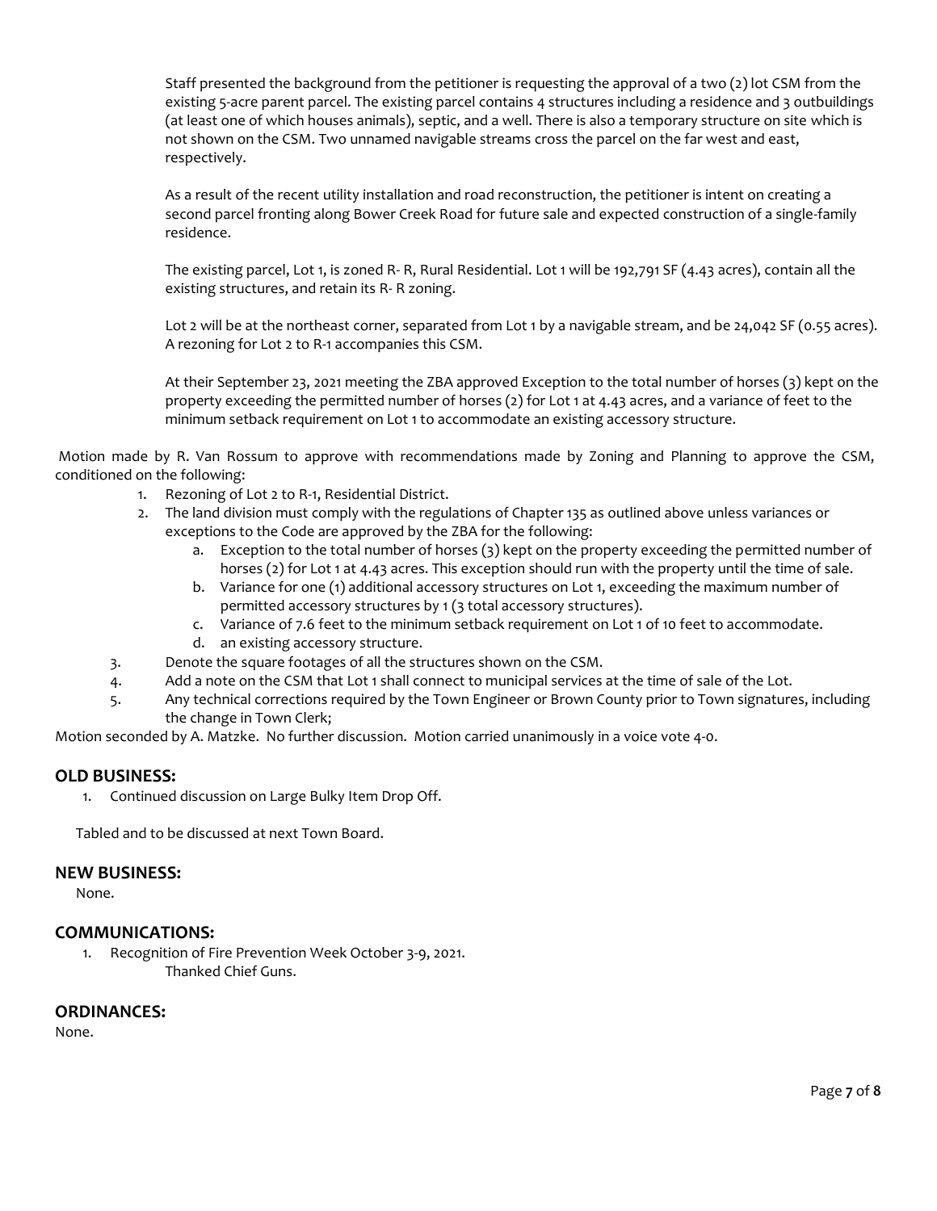Staff presented the background from the petitioner is requesting the approval of a two (2) lot CSM from the existing 5-acre parent parcel. The existing parcel contains 4 structures including a residence and 3 outbuildings (at least one of which houses animals), septic, and a well. There is also a temporary structure on site which is not shown on the CSM. Two unnamed navigable streams cross the parcel on the far west and east, respectively.

As a result of the recent utility installation and road reconstruction, the petitioner is intent on creating a second parcel fronting along Bower Creek Road for future sale and expected construction of a single-family residence.

The existing parcel, Lot 1, is zoned R- R, Rural Residential. Lot 1 will be 192,791 SF (4.43 acres), contain all the existing structures, and retain its R- R zoning.

Lot 2 will be at the northeast corner, separated from Lot 1 by a navigable stream, and be 24,042 SF (0.55 acres). A rezoning for Lot 2 to R-1 accompanies this CSM.

At their September 23, 2021 meeting the ZBA approved Exception to the total number of horses (3) kept on the property exceeding the permitted number of horses (2) for Lot 1 at 4.43 acres, and a variance of feet to the minimum setback requirement on Lot 1 to accommodate an existing accessory structure.

Motion made by R. Van Rossum to approve with recommendations made by Zoning and Planning to approve the CSM, conditioned on the following:

1. Rezoning of Lot 2 to R-1, Residential District.
2. The land division must comply with the regulations of Chapter 135 as outlined above unless variances or exceptions to the Code are approved by the ZBA for the following:
   a. Exception to the total number of horses (3) kept on the property exceeding the permitted number of horses (2) for Lot 1 at 4.43 acres. This exception should run with the property until the time of sale.
   b. Variance for one (1) additional accessory structures on Lot 1, exceeding the maximum number of permitted accessory structures by 1 (3 total accessory structures).
   c. Variance of 7.6 feet to the minimum setback requirement on Lot 1 of 10 feet to accommodate.
   d. an existing accessory structure.
3. Denote the square footages of all the structures shown on the CSM.
4. Add a note on the CSM that Lot 1 shall connect to municipal services at the time of sale of the Lot.
5. Any technical corrections required by the Town Engineer or Brown County prior to Town signatures, including the change in Town Clerk;

Motion seconded by A. Matzke. No further discussion. Motion carried unanimously in a voice vote 4-0.

## OLD BUSINESS:

1. Continued discussion on Large Bulky Item Drop Off.

Tabled and to be discussed at next Town Board.

## NEW BUSINESS:

None.

## COMMUNICATIONS:

1. Recognition of Fire Prevention Week October 3-9, 2021.
   Thanked Chief Guns.

## ORDINANCES:

None.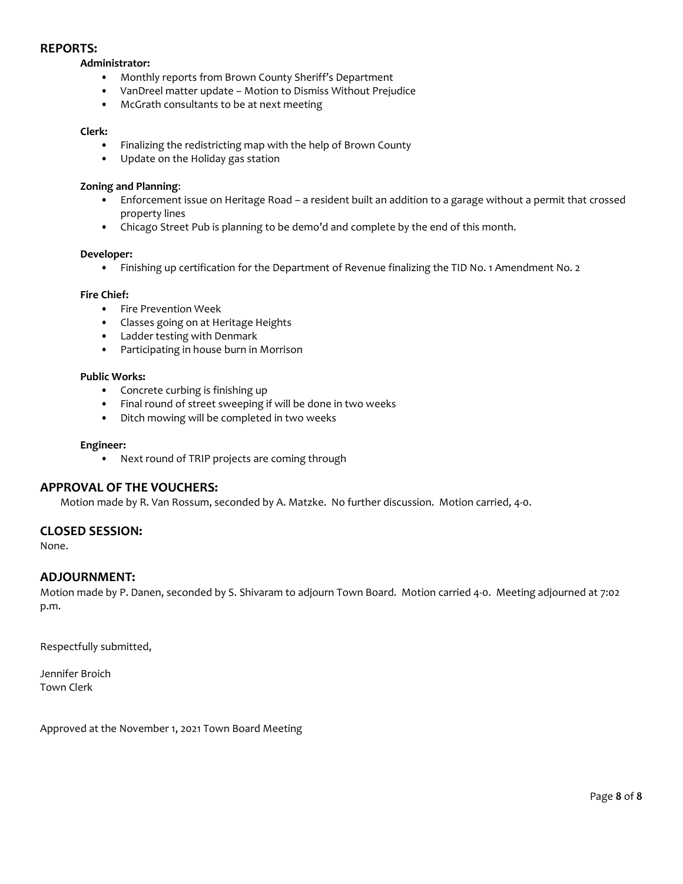## REPORTS:

**Administrator:**

- Monthly reports from Brown County Sheriff's Department
- VanDreel matter update – Motion to Dismiss Without Prejudice
- McGrath consultants to be at next meeting

**Clerk:**

- Finalizing the redistricting map with the help of Brown County
- Update on the Holiday gas station

**Zoning and Planning**:

- Enforcement issue on Heritage Road – a resident built an addition to a garage without a permit that crossed property lines
- Chicago Street Pub is planning to be demo'd and complete by the end of this month.

**Developer:**

- Finishing up certification for the Department of Revenue finalizing the TID No. 1 Amendment No. 2

**Fire Chief:**

- Fire Prevention Week
- Classes going on at Heritage Heights
- Ladder testing with Denmark
- Participating in house burn in Morrison

**Public Works:**

- Concrete curbing is finishing up
- Final round of street sweeping if will be done in two weeks
- Ditch mowing will be completed in two weeks

**Engineer:**

- Next round of TRIP projects are coming through

## APPROVAL OF THE VOUCHERS:

Motion made by R. Van Rossum, seconded by A. Matzke. No further discussion. Motion carried, 4-0.

## CLOSED SESSION:

None.

## ADJOURNMENT:

Motion made by P. Danen, seconded by S. Shivaram to adjourn Town Board. Motion carried 4-0. Meeting adjourned at 7:02 p.m.

Respectfully submitted,

Jennifer Broich
Town Clerk

Approved at the November 1, 2021 Town Board Meeting